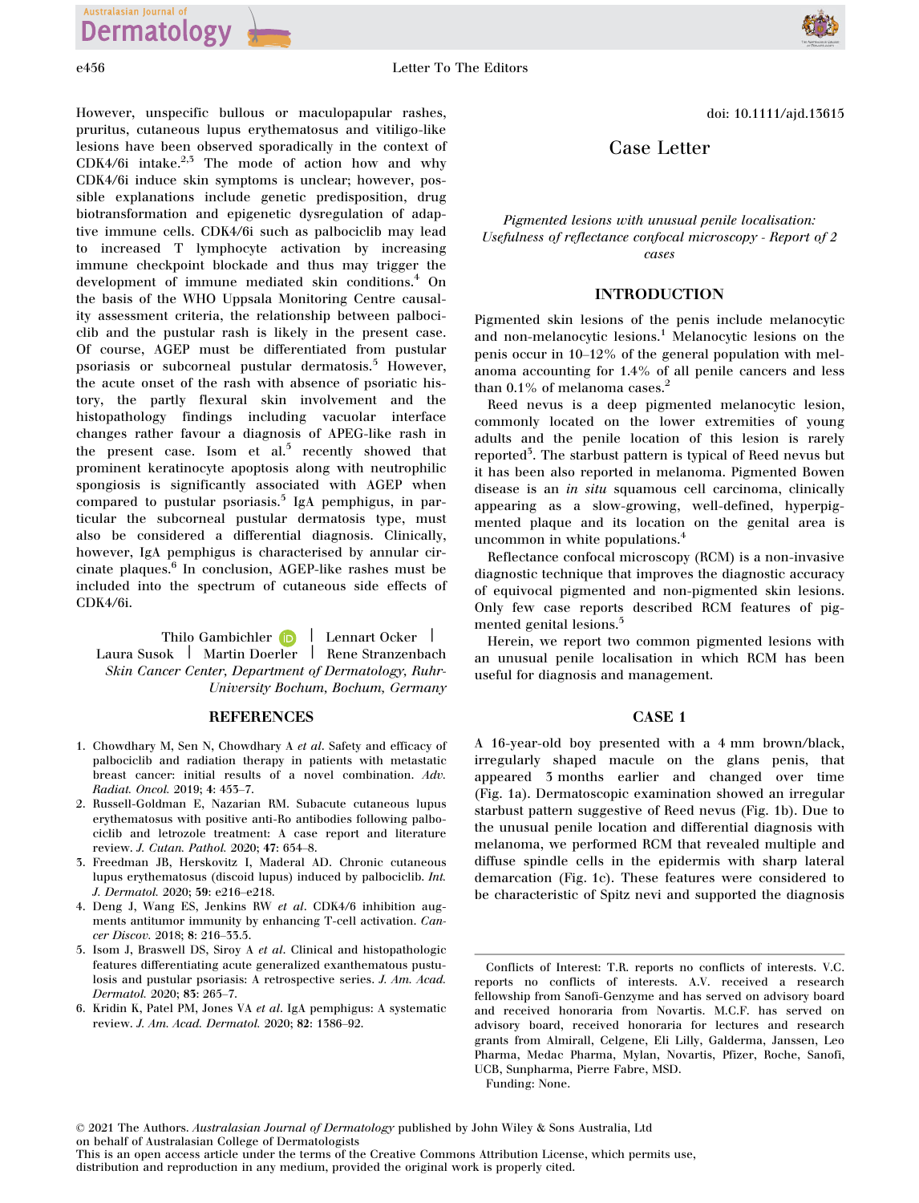However, unspecific bullous or maculopapular rashes, pruritus, cutaneous lupus erythematosus and vitiligo-like lesions have been observed sporadically in the context of CDK4/6i intake.[2,3] The mode of action how and why CDK4/6i induce skin symptoms is unclear; however, possible explanations include genetic predisposition, drug biotransformation and epigenetic dysregulation of adaptive immune cells. CDK4/6i such as palbociclib may lead to increased T lymphocyte activation by increasing immune checkpoint blockade and thus may trigger the development of immune mediated skin conditions.[4] On the basis of the WHO Uppsala Monitoring Centre causality assessment criteria, the relationship between palbociclib and the pustular rash is likely in the present case. Of course, AGEP must be differentiated from pustular psoriasis or subcorneal pustular dermatosis.[5] However, the acute onset of the rash with absence of psoriatic history, the partly flexural skin involvement and the histopathology findings including vacuolar interface changes rather favour a diagnosis of APEG-like rash in the present case. Isom et al.[5] recently showed that prominent keratinocyte apoptosis along with neutrophilic spongiosis is significantly associated with AGEP when compared to pustular psoriasis.[5] IgA pemphigus, in particular the subcorneal pustular dermatosis type, must also be considered a differential diagnosis. Clinically, however, IgA pemphigus is characterised by annular circinate plaques.[6] In conclusion, AGEP-like rashes must be included into the spectrum of cutaneous side effects of CDK4/6i.

Thilo Gambichler | Lennart Ocker | Laura Susok | Martin Doerler | Rene Stranzenbach
*Skin Cancer Center, Department of Dermatology, Ruhr-University Bochum, Bochum, Germany*

## REFERENCES

1. Chowdhary M, Sen N, Chowdhary A *et al*. Safety and efficacy of palbociclib and radiation therapy in patients with metastatic breast cancer: initial results of a novel combination. *Adv. Radiat. Oncol.* 2019; **4**: 453–7.
2. Russell-Goldman E, Nazarian RM. Subacute cutaneous lupus erythematosus with positive anti-Ro antibodies following palbociclib and letrozole treatment: A case report and literature review. *J. Cutan. Pathol.* 2020; **47**: 654–8.
3. Freedman JB, Herskovitz I, Maderal AD. Chronic cutaneous lupus erythematosus (discoid lupus) induced by palbociclib. *Int. J. Dermatol.* 2020; **59**: e216–e218.
4. Deng J, Wang ES, Jenkins RW *et al*. CDK4/6 inhibition augments antitumor immunity by enhancing T-cell activation. *Cancer Discov.* 2018; **8**: 216–33.5.
5. Isom J, Braswell DS, Siroy A *et al*. Clinical and histopathologic features differentiating acute generalized exanthematous pustulosis and pustular psoriasis: A retrospective series. *J. Am. Acad. Dermatol.* 2020; **83**: 265–7.
6. Kridin K, Patel PM, Jones VA *et al*. IgA pemphigus: A systematic review. *J. Am. Acad. Dermatol.* 2020; **82**: 1386–92.

doi: 10.1111/ajd.13615

# Case Letter

*Pigmented lesions with unusual penile localisation: Usefulness of reflectance confocal microscopy - Report of 2 cases*

## INTRODUCTION

Pigmented skin lesions of the penis include melanocytic and non-melanocytic lesions.[1] Melanocytic lesions on the penis occur in 10–12% of the general population with melanoma accounting for 1.4% of all penile cancers and less than 0.1% of melanoma cases.[2]

Reed nevus is a deep pigmented melanocytic lesion, commonly located on the lower extremities of young adults and the penile location of this lesion is rarely reported[3]. The starburst pattern is typical of Reed nevus but it has been also reported in melanoma. Pigmented Bowen disease is an *in situ* squamous cell carcinoma, clinically appearing as a slow-growing, well-defined, hyperpigmented plaque and its location on the genital area is uncommon in white populations.[4]

Reflectance confocal microscopy (RCM) is a non-invasive diagnostic technique that improves the diagnostic accuracy of equivocal pigmented and non-pigmented skin lesions. Only few case reports described RCM features of pigmented genital lesions.[5]

Herein, we report two common pigmented lesions with an unusual penile localisation in which RCM has been useful for diagnosis and management.

## CASE 1

A 16-year-old boy presented with a 4 mm brown/black, irregularly shaped macule on the glans penis, that appeared 3 months earlier and changed over time (Fig. 1a). Dermatoscopic examination showed an irregular starburst pattern suggestive of Reed nevus (Fig. 1b). Due to the unusual penile location and differential diagnosis with melanoma, we performed RCM that revealed multiple and diffuse spindle cells in the epidermis with sharp lateral demarcation (Fig. 1c). These features were considered to be characteristic of Spitz nevi and supported the diagnosis

Conflicts of Interest: T.R. reports no conflicts of interests. V.C. reports no conflicts of interests. A.V. received a research fellowship from Sanofi-Genzyme and has served on advisory board and received honoraria from Novartis. M.C.F. has served on advisory board, received honoraria for lectures and research grants from Almirall, Celgene, Eli Lilly, Galderma, Janssen, Leo Pharma, Medac Pharma, Mylan, Novartis, Pfizer, Roche, Sanofi, UCB, Sunpharma, Pierre Fabre, MSD.
Funding: None.

© 2021 The Authors. *Australasian Journal of Dermatology* published by John Wiley & Sons Australia, Ltd on behalf of Australasian College of Dermatologists
This is an open access article under the terms of the Creative Commons Attribution License, which permits use, distribution and reproduction in any medium, provided the original work is properly cited.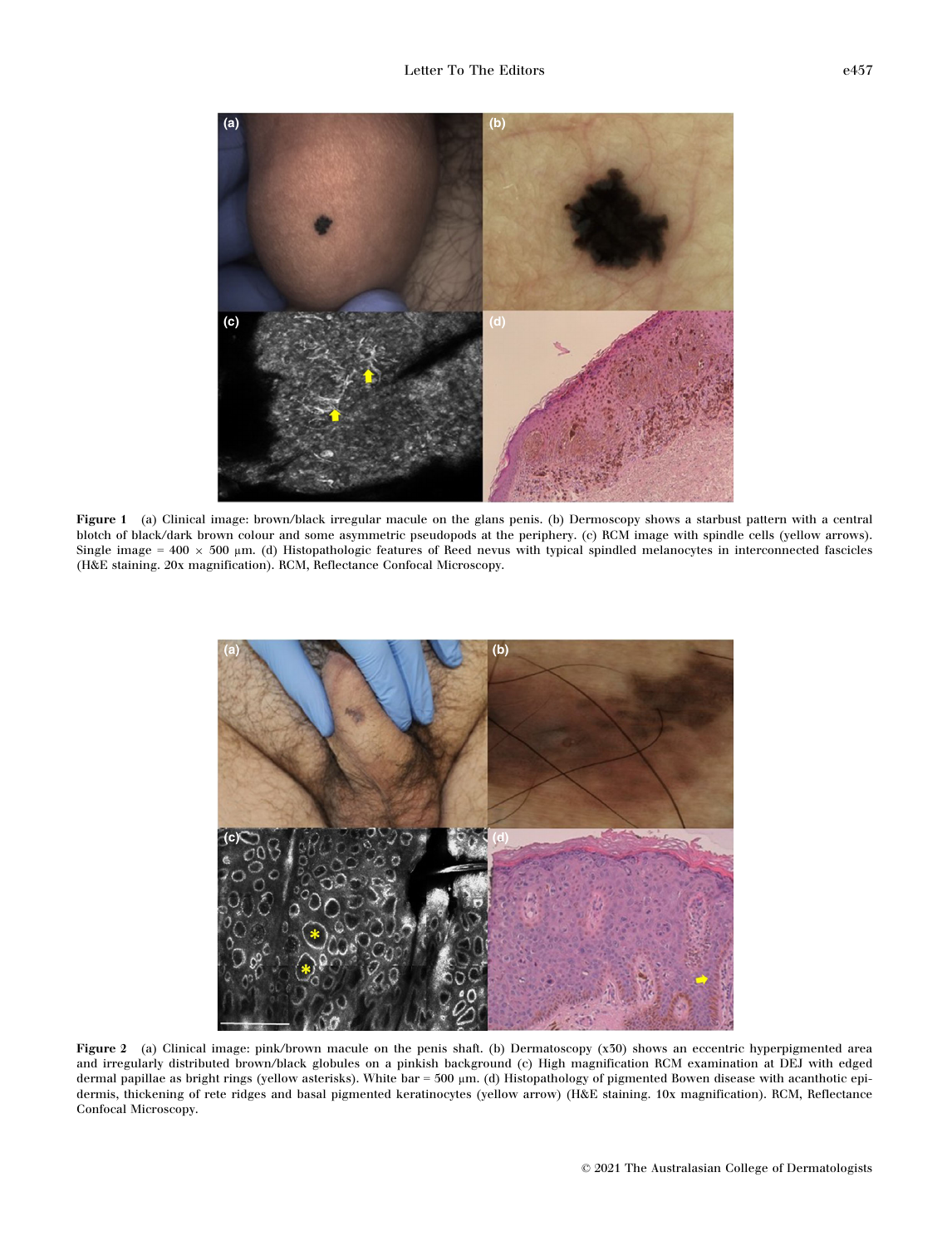**Figure 1** (a) Clinical image: brown/black irregular macule on the glans penis. (b) Dermoscopy shows a starburst pattern with a central blotch of black/dark brown colour and some asymmetric pseudopods at the periphery. (c) RCM image with spindle cells (yellow arrows). Single image = 400 × 500 μm. (d) Histopathologic features of Reed nevus with typical spindled melanocytes in interconnected fascicles (H&E staining. 20x magnification). RCM, Reflectance Confocal Microscopy.

**Figure 2** (a) Clinical image: pink/brown macule on the penis shaft. (b) Dermatoscopy (x30) shows an eccentric hyperpigmented area and irregularly distributed brown/black globules on a pinkish background (c) High magnification RCM examination at DEJ with edged dermal papillae as bright rings (yellow asterisks). White bar = 500 μm. (d) Histopathology of pigmented Bowen disease with acanthotic epidermis, thickening of rete ridges and basal pigmented keratinocytes (yellow arrow) (H&E staining. 10x magnification). RCM, Reflectance Confocal Microscopy.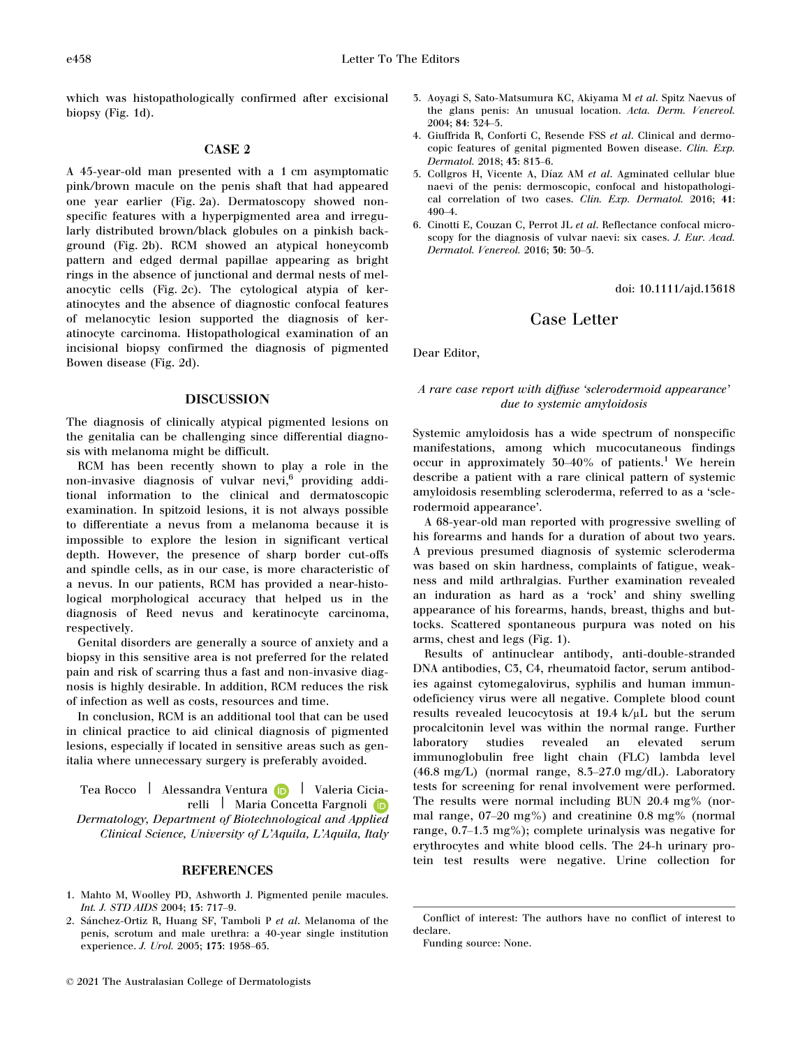which was histopathologically confirmed after excisional biopsy (Fig. 1d).

## CASE 2

A 45-year-old man presented with a 1 cm asymptomatic pink/brown macule on the penis shaft that had appeared one year earlier (Fig. 2a). Dermatoscopy showed non-specific features with a hyperpigmented area and irregularly distributed brown/black globules on a pinkish background (Fig. 2b). RCM showed an atypical honeycomb pattern and edged dermal papillae appearing as bright rings in the absence of junctional and dermal nests of melanocytic cells (Fig. 2c). The cytological atypia of keratinocytes and the absence of diagnostic confocal features of melanocytic lesion supported the diagnosis of keratinocyte carcinoma. Histopathological examination of an incisional biopsy confirmed the diagnosis of pigmented Bowen disease (Fig. 2d).

## DISCUSSION

The diagnosis of clinically atypical pigmented lesions on the genitalia can be challenging since differential diagnosis with melanoma might be difficult.

RCM has been recently shown to play a role in the non-invasive diagnosis of vulvar nevi,[6] providing additional information to the clinical and dermatoscopic examination. In spitzoid lesions, it is not always possible to differentiate a nevus from a melanoma because it is impossible to explore the lesion in significant vertical depth. However, the presence of sharp border cut-offs and spindle cells, as in our case, is more characteristic of a nevus. In our patients, RCM has provided a near-histological morphological accuracy that helped us in the diagnosis of Reed nevus and keratinocyte carcinoma, respectively.

Genital disorders are generally a source of anxiety and a biopsy in this sensitive area is not preferred for the related pain and risk of scarring thus a fast and non-invasive diagnosis is highly desirable. In addition, RCM reduces the risk of infection as well as costs, resources and time.

In conclusion, RCM is an additional tool that can be used in clinical practice to aid clinical diagnosis of pigmented lesions, especially if located in sensitive areas such as genitalia where unnecessary surgery is preferably avoided.

Tea Rocco | Alessandra Ventura | Valeria Ciciarelli | Maria Concetta Fargnoli

*Dermatology, Department of Biotechnological and Applied Clinical Science, University of L'Aquila, L'Aquila, Italy*

## REFERENCES

1. Mahto M, Woolley PD, Ashworth J. Pigmented penile macules. *Int. J. STD AIDS* 2004; **15**: 717–9.
2. Sánchez-Ortiz R, Huang SF, Tamboli P *et al*. Melanoma of the penis, scrotum and male urethra: a 40-year single institution experience. *J. Urol.* 2005; **173**: 1958–65.
3. Aoyagi S, Sato-Matsumura KC, Akiyama M *et al*. Spitz Naevus of the glans penis: An unusual location. *Acta. Derm. Venereol.* 2004; **84**: 324–5.
4. Giuffrida R, Conforti C, Resende FSS *et al*. Clinical and dermocopic features of genital pigmented Bowen disease. *Clin. Exp. Dermatol.* 2018; **43**: 813–6.
5. Collgros H, Vicente A, Díaz AM *et al*. Agminated cellular blue naevi of the penis: dermoscopic, confocal and histopathological correlation of two cases. *Clin. Exp. Dermatol.* 2016; **41**: 490–4.
6. Cinotti E, Couzan C, Perrot JL *et al*. Reflectance confocal microscopy for the diagnosis of vulvar naevi: six cases. *J. Eur. Acad. Dermatol. Venereol.* 2016; **30**: 30–5.

doi: 10.1111/ajd.13618

# Case Letter

Dear Editor,

### *A rare case report with diffuse 'sclerodermoid appearance' due to systemic amyloidosis*

Systemic amyloidosis has a wide spectrum of nonspecific manifestations, among which mucocutaneous findings occur in approximately 30–40% of patients.[1] We herein describe a patient with a rare clinical pattern of systemic amyloidosis resembling scleroderma, referred to as a 'sclerodermoid appearance'.

A 68-year-old man reported with progressive swelling of his forearms and hands for a duration of about two years. A previous presumed diagnosis of systemic scleroderma was based on skin hardness, complaints of fatigue, weakness and mild arthralgias. Further examination revealed an induration as hard as a 'rock' and shiny swelling appearance of his forearms, hands, breast, thighs and buttocks. Scattered spontaneous purpura was noted on his arms, chest and legs (Fig. 1).

Results of antinuclear antibody, anti-double-stranded DNA antibodies, C3, C4, rheumatoid factor, serum antibodies against cytomegalovirus, syphilis and human immunodeficiency virus were all negative. Complete blood count results revealed leucocytosis at 19.4 k/μL but the serum procalcitonin level was within the normal range. Further laboratory studies revealed an elevated serum immunoglobulin free light chain (FLC) lambda level (46.8 mg/L) (normal range, 8.3–27.0 mg/dL). Laboratory tests for screening for renal involvement were performed. The results were normal including BUN 20.4 mg% (normal range, 07–20 mg%) and creatinine 0.8 mg% (normal range, 0.7–1.3 mg%); complete urinalysis was negative for erythrocytes and white blood cells. The 24-h urinary protein test results were negative. Urine collection for

Conflict of interest: The authors have no conflict of interest to declare.

Funding source: None.